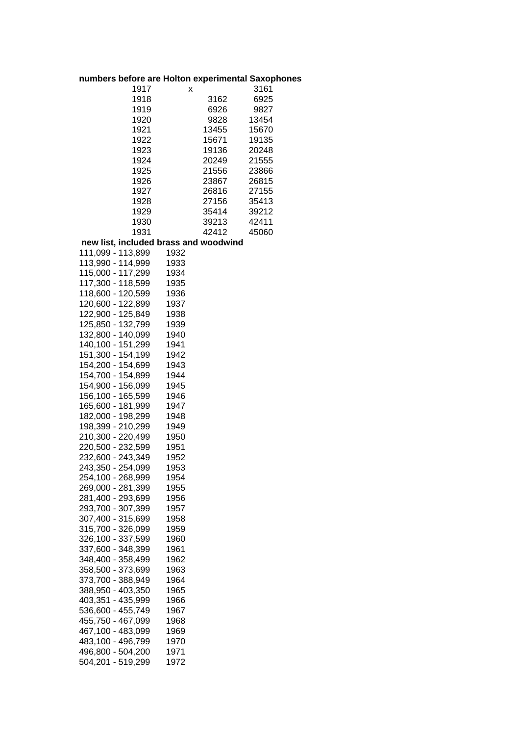**numbers before are Holton experimental Saxophones**

| | | |
|---|---|---|
| 1917 | x | 3161 |
| 1918 | 3162 | 6925 |
| 1919 | 6926 | 9827 |
| 1920 | 9828 | 13454 |
| 1921 | 13455 | 15670 |
| 1922 | 15671 | 19135 |
| 1923 | 19136 | 20248 |
| 1924 | 20249 | 21555 |
| 1925 | 21556 | 23866 |
| 1926 | 23867 | 26815 |
| 1927 | 26816 | 27155 |
| 1928 | 27156 | 35413 |
| 1929 | 35414 | 39212 |
| 1930 | 39213 | 42411 |
| 1931 | 42412 | 45060 |

**new list, included brass and woodwind**

| | |
|---|---|
| 111,099 - 113,899 | 1932 |
| 113,990 - 114,999 | 1933 |
| 115,000 - 117,299 | 1934 |
| 117,300 - 118,599 | 1935 |
| 118,600 - 120,599 | 1936 |
| 120,600 - 122,899 | 1937 |
| 122,900 - 125,849 | 1938 |
| 125,850 - 132,799 | 1939 |
| 132,800 - 140,099 | 1940 |
| 140,100 - 151,299 | 1941 |
| 151,300 - 154,199 | 1942 |
| 154,200 - 154,699 | 1943 |
| 154,700 - 154,899 | 1944 |
| 154,900 - 156,099 | 1945 |
| 156,100 - 165,599 | 1946 |
| 165,600 - 181,999 | 1947 |
| 182,000 - 198,299 | 1948 |
| 198,399 - 210,299 | 1949 |
| 210,300 - 220,499 | 1950 |
| 220,500 - 232,599 | 1951 |
| 232,600 - 243,349 | 1952 |
| 243,350 - 254,099 | 1953 |
| 254,100 - 268,999 | 1954 |
| 269,000 - 281,399 | 1955 |
| 281,400 - 293,699 | 1956 |
| 293,700 - 307,399 | 1957 |
| 307,400 - 315,699 | 1958 |
| 315,700 - 326,099 | 1959 |
| 326,100 - 337,599 | 1960 |
| 337,600 - 348,399 | 1961 |
| 348,400 - 358,499 | 1962 |
| 358,500 - 373,699 | 1963 |
| 373,700 - 388,949 | 1964 |
| 388,950 - 403,350 | 1965 |
| 403,351 - 435,999 | 1966 |
| 536,600 - 455,749 | 1967 |
| 455,750 - 467,099 | 1968 |
| 467,100 - 483,099 | 1969 |
| 483,100 - 496,799 | 1970 |
| 496,800 - 504,200 | 1971 |
| 504,201 - 519,299 | 1972 |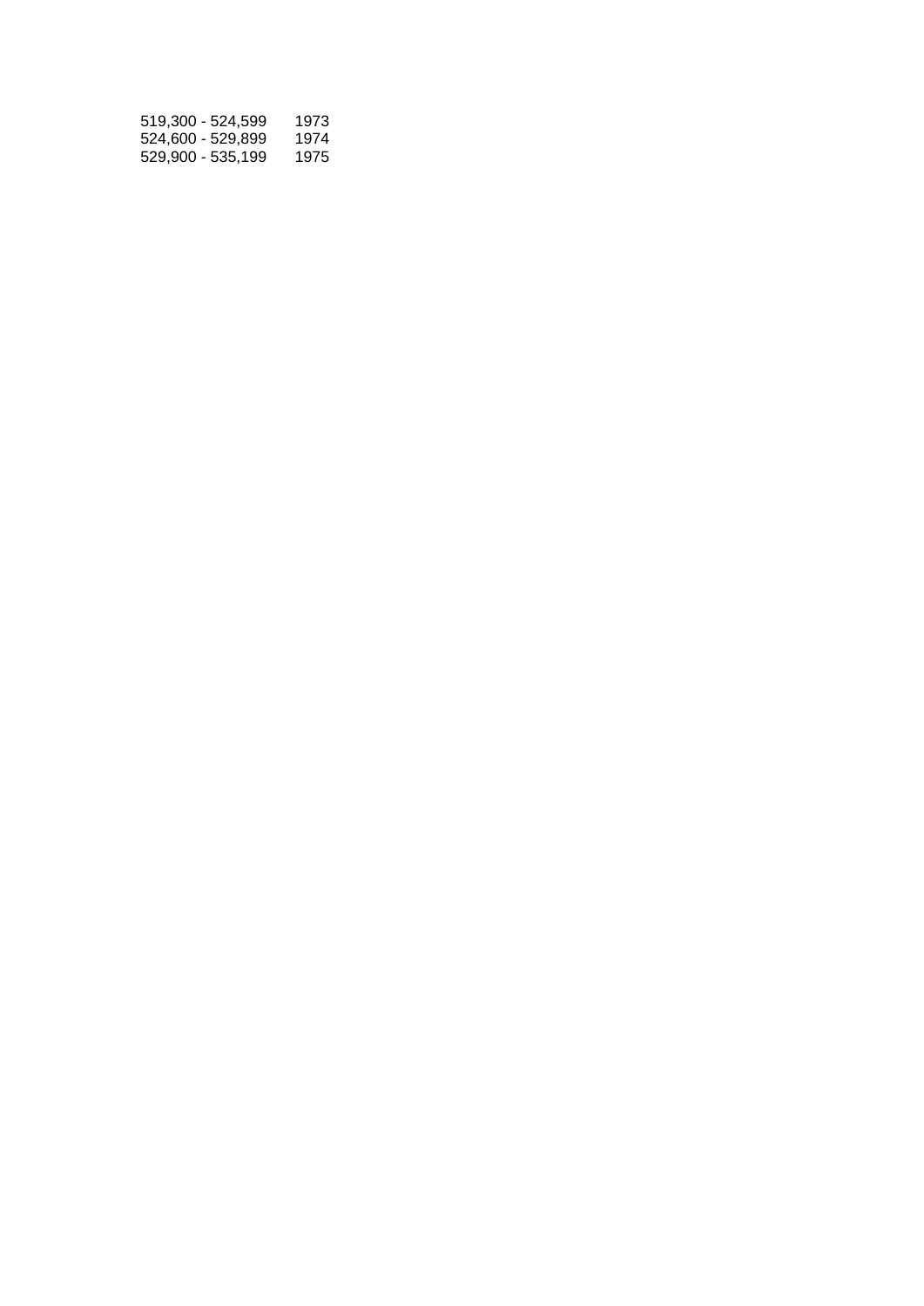| | |
|---|---|
| 519,300 - 524,599 | 1973 |
| 524,600 - 529,899 | 1974 |
| 529,900 - 535,199 | 1975 |